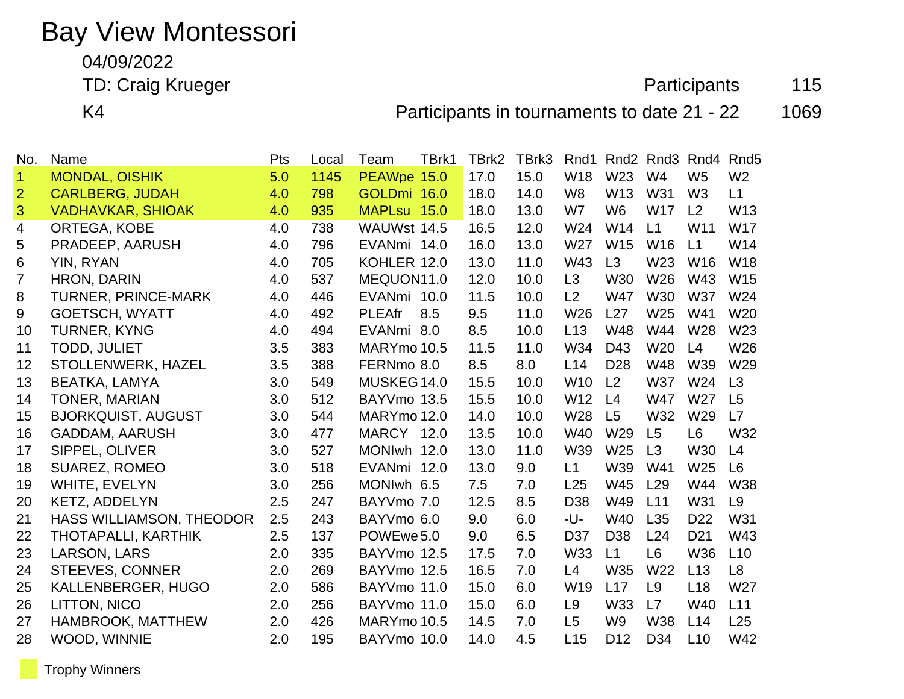# Bay View Montessori

04/09/2022

TD: Craig Krueger

K4

Participants 115

Participants in tournaments to date 21 - 22 1069

| No. | Name | Pts | Local | Team | TBrk1 | TBrk2 | TBrk3 | Rnd1 | Rnd2 | Rnd3 | Rnd4 | Rnd5 |
|---|---|---|---|---|---|---|---|---|---|---|---|---|
| 1 | MONDAL, OISHIK | 5.0 | 1145 | PEAWpe | 15.0 | 17.0 | 15.0 | W18 | W23 | W4 | W5 | W2 |
| 2 | CARLBERG, JUDAH | 4.0 | 798 | GOLDmi | 16.0 | 18.0 | 14.0 | W8 | W13 | W31 | W3 | L1 |
| 3 | VADHAVKAR, SHIOAK | 4.0 | 935 | MAPLsu | 15.0 | 18.0 | 13.0 | W7 | W6 | W17 | L2 | W13 |
| 4 | ORTEGA, KOBE | 4.0 | 738 | WAUWst | 14.5 | 16.5 | 12.0 | W24 | W14 | L1 | W11 | W17 |
| 5 | PRADEEP, AARUSH | 4.0 | 796 | EVANmi | 14.0 | 16.0 | 13.0 | W27 | W15 | W16 | L1 | W14 |
| 6 | YIN, RYAN | 4.0 | 705 | KOHLER | 12.0 | 13.0 | 11.0 | W43 | L3 | W23 | W16 | W18 |
| 7 | HRON, DARIN | 4.0 | 537 | MEQUON | 11.0 | 12.0 | 10.0 | L3 | W30 | W26 | W43 | W15 |
| 8 | TURNER, PRINCE-MARK | 4.0 | 446 | EVANmi | 10.0 | 11.5 | 10.0 | L2 | W47 | W30 | W37 | W24 |
| 9 | GOETSCH, WYATT | 4.0 | 492 | PLEAfr | 8.5 | 9.5 | 11.0 | W26 | L27 | W25 | W41 | W20 |
| 10 | TURNER, KYNG | 4.0 | 494 | EVANmi | 8.0 | 8.5 | 10.0 | L13 | W48 | W44 | W28 | W23 |
| 11 | TODD, JULIET | 3.5 | 383 | MARYmo | 10.5 | 11.5 | 11.0 | W34 | D43 | W20 | L4 | W26 |
| 12 | STOLLENWERK, HAZEL | 3.5 | 388 | FERNmo | 8.0 | 8.5 | 8.0 | L14 | D28 | W48 | W39 | W29 |
| 13 | BEATKA, LAMYA | 3.0 | 549 | MUSKEG | 14.0 | 15.5 | 10.0 | W10 | L2 | W37 | W24 | L3 |
| 14 | TONER, MARIAN | 3.0 | 512 | BAYVmo | 13.5 | 15.5 | 10.0 | W12 | L4 | W47 | W27 | L5 |
| 15 | BJORKQUIST, AUGUST | 3.0 | 544 | MARYmo | 12.0 | 14.0 | 10.0 | W28 | L5 | W32 | W29 | L7 |
| 16 | GADDAM, AARUSH | 3.0 | 477 | MARCY | 12.0 | 13.5 | 10.0 | W40 | W29 | L5 | L6 | W32 |
| 17 | SIPPEL, OLIVER | 3.0 | 527 | MONIwh | 12.0 | 13.0 | 11.0 | W39 | W25 | L3 | W30 | L4 |
| 18 | SUAREZ, ROMEO | 3.0 | 518 | EVANmi | 12.0 | 13.0 | 9.0 | L1 | W39 | W41 | W25 | L6 |
| 19 | WHITE, EVELYN | 3.0 | 256 | MONIwh | 6.5 | 7.5 | 7.0 | L25 | W45 | L29 | W44 | W38 |
| 20 | KETZ, ADDELYN | 2.5 | 247 | BAYVmo | 7.0 | 12.5 | 8.5 | D38 | W49 | L11 | W31 | L9 |
| 21 | HASS WILLIAMSON, THEODOR | 2.5 | 243 | BAYVmo | 6.0 | 9.0 | 6.0 | -U- | W40 | L35 | D22 | W31 |
| 22 | THOTAPALLI, KARTHIK | 2.5 | 137 | POWEwe | 5.0 | 9.0 | 6.5 | D37 | D38 | L24 | D21 | W43 |
| 23 | LARSON, LARS | 2.0 | 335 | BAYVmo | 12.5 | 17.5 | 7.0 | W33 | L1 | L6 | W36 | L10 |
| 24 | STEEVES, CONNER | 2.0 | 269 | BAYVmo | 12.5 | 16.5 | 7.0 | L4 | W35 | W22 | L13 | L8 |
| 25 | KALLENBERGER, HUGO | 2.0 | 586 | BAYVmo | 11.0 | 15.0 | 6.0 | W19 | L17 | L9 | L18 | W27 |
| 26 | LITTON, NICO | 2.0 | 256 | BAYVmo | 11.0 | 15.0 | 6.0 | L9 | W33 | L7 | W40 | L11 |
| 27 | HAMBROOK, MATTHEW | 2.0 | 426 | MARYmo | 10.5 | 14.5 | 7.0 | L5 | W9 | W38 | L14 | L25 |
| 28 | WOOD, WINNIE | 2.0 | 195 | BAYVmo | 10.0 | 14.0 | 4.5 | L15 | D12 | D34 | L10 | W42 |

Trophy Winners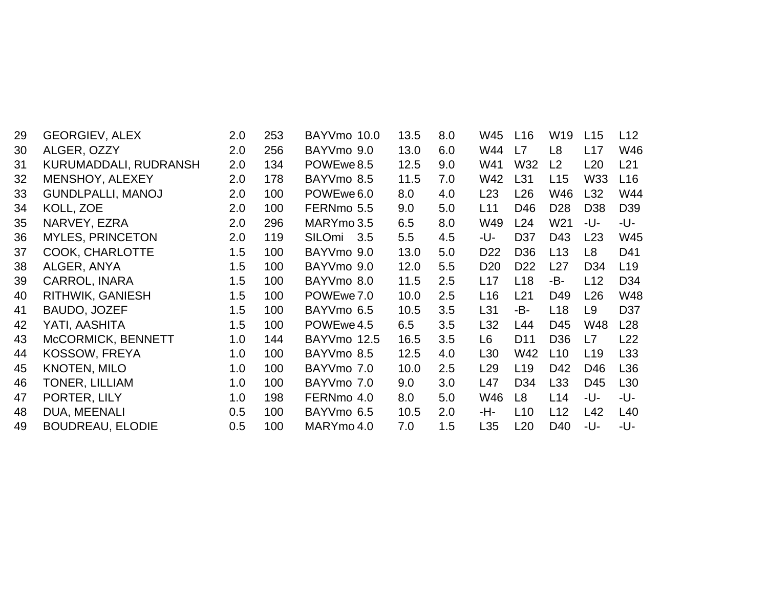| | | | | | | | | | | | | | |
|---|---|---|---|---|---|---|---|---|---|---|---|---|---|
| 29 | GEORGIEV, ALEX | 2.0 | 253 | BAYVmo | 10.0 | 13.5 | 8.0 | W45 | L16 | W19 | L15 | L12 |
| 30 | ALGER, OZZY | 2.0 | 256 | BAYVmo | 9.0 | 13.0 | 6.0 | W44 | L7 | L8 | L17 | W46 |
| 31 | KURUMADDALI, RUDRANSH | 2.0 | 134 | POWEwe | 8.5 | 12.5 | 9.0 | W41 | W32 | L2 | L20 | L21 |
| 32 | MENSHOY, ALEXEY | 2.0 | 178 | BAYVmo | 8.5 | 11.5 | 7.0 | W42 | L31 | L15 | W33 | L16 |
| 33 | GUNDLPALLI, MANOJ | 2.0 | 100 | POWEwe | 6.0 | 8.0 | 4.0 | L23 | L26 | W46 | L32 | W44 |
| 34 | KOLL, ZOE | 2.0 | 100 | FERNmo | 5.5 | 9.0 | 5.0 | L11 | D46 | D28 | D38 | D39 |
| 35 | NARVEY, EZRA | 2.0 | 296 | MARYmo | 3.5 | 6.5 | 8.0 | W49 | L24 | W21 | -U- | -U- |
| 36 | MYLES, PRINCETON | 2.0 | 119 | SILOmi | 3.5 | 5.5 | 4.5 | -U- | D37 | D43 | L23 | W45 |
| 37 | COOK, CHARLOTTE | 1.5 | 100 | BAYVmo | 9.0 | 13.0 | 5.0 | D22 | D36 | L13 | L8 | D41 |
| 38 | ALGER, ANYA | 1.5 | 100 | BAYVmo | 9.0 | 12.0 | 5.5 | D20 | D22 | L27 | D34 | L19 |
| 39 | CARROL, INARA | 1.5 | 100 | BAYVmo | 8.0 | 11.5 | 2.5 | L17 | L18 | -B- | L12 | D34 |
| 40 | RITHWIK, GANIESH | 1.5 | 100 | POWEwe | 7.0 | 10.0 | 2.5 | L16 | L21 | D49 | L26 | W48 |
| 41 | BAUDO, JOZEF | 1.5 | 100 | BAYVmo | 6.5 | 10.5 | 3.5 | L31 | -B- | L18 | L9 | D37 |
| 42 | YATI, AASHITA | 1.5 | 100 | POWEwe | 4.5 | 6.5 | 3.5 | L32 | L44 | D45 | W48 | L28 |
| 43 | McCORMICK, BENNETT | 1.0 | 144 | BAYVmo | 12.5 | 16.5 | 3.5 | L6 | D11 | D36 | L7 | L22 |
| 44 | KOSSOW, FREYA | 1.0 | 100 | BAYVmo | 8.5 | 12.5 | 4.0 | L30 | W42 | L10 | L19 | L33 |
| 45 | KNOTEN, MILO | 1.0 | 100 | BAYVmo | 7.0 | 10.0 | 2.5 | L29 | L19 | D42 | D46 | L36 |
| 46 | TONER, LILLIAM | 1.0 | 100 | BAYVmo | 7.0 | 9.0 | 3.0 | L47 | D34 | L33 | D45 | L30 |
| 47 | PORTER, LILY | 1.0 | 198 | FERNmo | 4.0 | 8.0 | 5.0 | W46 | L8 | L14 | -U- | -U- |
| 48 | DUA, MEENALI | 0.5 | 100 | BAYVmo | 6.5 | 10.5 | 2.0 | -H- | L10 | L12 | L42 | L40 |
| 49 | BOUDREAU, ELODIE | 0.5 | 100 | MARYmo | 4.0 | 7.0 | 1.5 | L35 | L20 | D40 | -U- | -U- |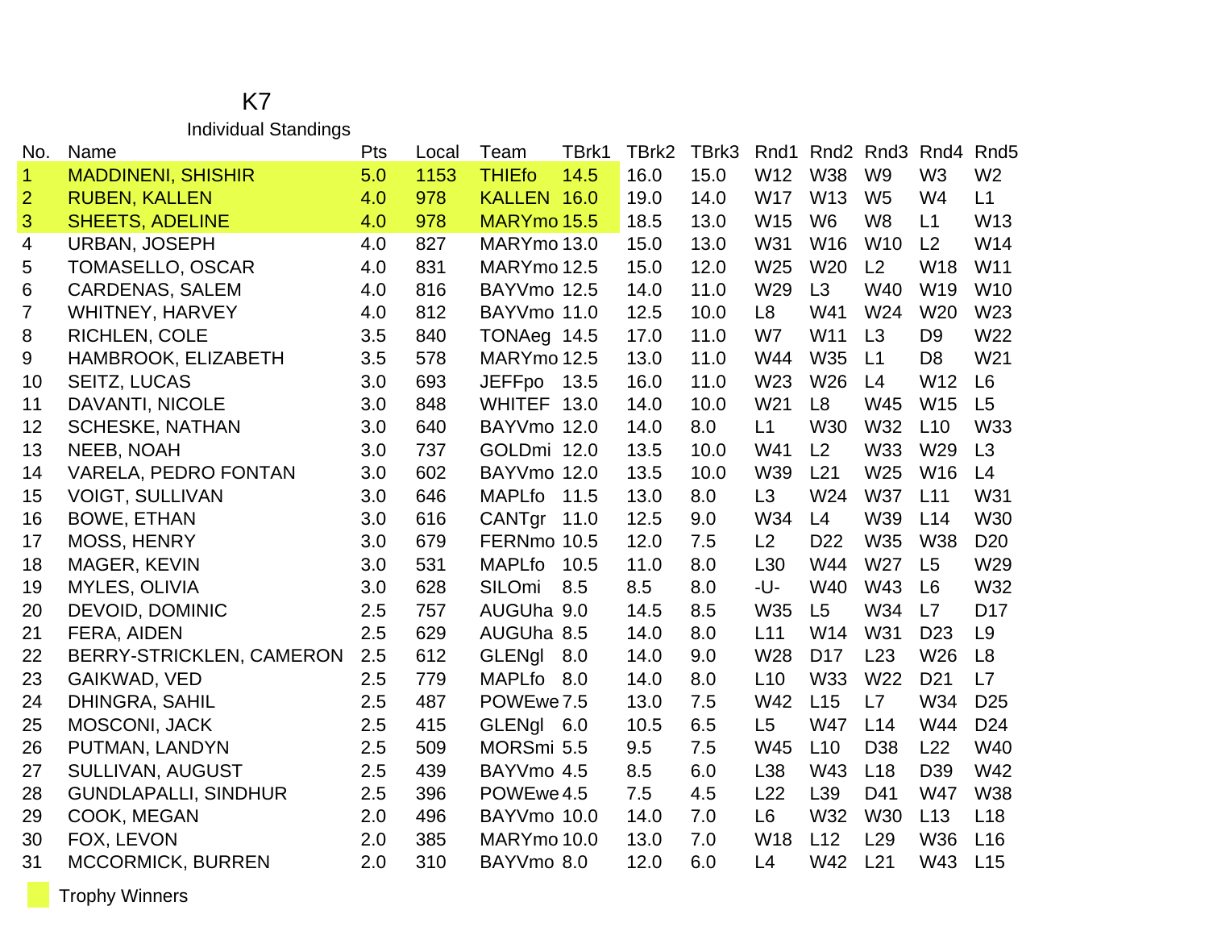# K7

## Individual Standings

| No. | Name | Pts | Local | Team | TBrk1 | TBrk2 | TBrk3 | Rnd1 | Rnd2 | Rnd3 | Rnd4 | Rnd5 |
|---|---|---|---|---|---|---|---|---|---|---|---|---|
| 1 | MADDINENI, SHISHIR | 5.0 | 1153 | THIEfo | 14.5 | 16.0 | 15.0 | W12 | W38 | W9 | W3 | W2 |
| 2 | RUBEN, KALLEN | 4.0 | 978 | KALLEN | 16.0 | 19.0 | 14.0 | W17 | W13 | W5 | W4 | L1 |
| 3 | SHEETS, ADELINE | 4.0 | 978 | MARYmo | 15.5 | 18.5 | 13.0 | W15 | W6 | W8 | L1 | W13 |
| 4 | URBAN, JOSEPH | 4.0 | 827 | MARYmo | 13.0 | 15.0 | 13.0 | W31 | W16 | W10 | L2 | W14 |
| 5 | TOMASELLO, OSCAR | 4.0 | 831 | MARYmo | 12.5 | 15.0 | 12.0 | W25 | W20 | L2 | W18 | W11 |
| 6 | CARDENAS, SALEM | 4.0 | 816 | BAYVmo | 12.5 | 14.0 | 11.0 | W29 | L3 | W40 | W19 | W10 |
| 7 | WHITNEY, HARVEY | 4.0 | 812 | BAYVmo | 11.0 | 12.5 | 10.0 | L8 | W41 | W24 | W20 | W23 |
| 8 | RICHLEN, COLE | 3.5 | 840 | TONAeg | 14.5 | 17.0 | 11.0 | W7 | W11 | L3 | D9 | W22 |
| 9 | HAMBROOK, ELIZABETH | 3.5 | 578 | MARYmo | 12.5 | 13.0 | 11.0 | W44 | W35 | L1 | D8 | W21 |
| 10 | SEITZ, LUCAS | 3.0 | 693 | JEFFpo | 13.5 | 16.0 | 11.0 | W23 | W26 | L4 | W12 | L6 |
| 11 | DAVANTI, NICOLE | 3.0 | 848 | WHITEF | 13.0 | 14.0 | 10.0 | W21 | L8 | W45 | W15 | L5 |
| 12 | SCHESKE, NATHAN | 3.0 | 640 | BAYVmo | 12.0 | 14.0 | 8.0 | L1 | W30 | W32 | L10 | W33 |
| 13 | NEEB, NOAH | 3.0 | 737 | GOLDmi | 12.0 | 13.5 | 10.0 | W41 | L2 | W33 | W29 | L3 |
| 14 | VARELA, PEDRO FONTAN | 3.0 | 602 | BAYVmo | 12.0 | 13.5 | 10.0 | W39 | L21 | W25 | W16 | L4 |
| 15 | VOIGT, SULLIVAN | 3.0 | 646 | MAPLfo | 11.5 | 13.0 | 8.0 | L3 | W24 | W37 | L11 | W31 |
| 16 | BOWE, ETHAN | 3.0 | 616 | CANTgr | 11.0 | 12.5 | 9.0 | W34 | L4 | W39 | L14 | W30 |
| 17 | MOSS, HENRY | 3.0 | 679 | FERNmo | 10.5 | 12.0 | 7.5 | L2 | D22 | W35 | W38 | D20 |
| 18 | MAGER, KEVIN | 3.0 | 531 | MAPLfo | 10.5 | 11.0 | 8.0 | L30 | W44 | W27 | L5 | W29 |
| 19 | MYLES, OLIVIA | 3.0 | 628 | SILOmi | 8.5 | 8.5 | 8.0 | -U- | W40 | W43 | L6 | W32 |
| 20 | DEVOID, DOMINIC | 2.5 | 757 | AUGUha | 9.0 | 14.5 | 8.5 | W35 | L5 | W34 | L7 | D17 |
| 21 | FERA, AIDEN | 2.5 | 629 | AUGUha | 8.5 | 14.0 | 8.0 | L11 | W14 | W31 | D23 | L9 |
| 22 | BERRY-STRICKLEN, CAMERON | 2.5 | 612 | GLENgl | 8.0 | 14.0 | 9.0 | W28 | D17 | L23 | W26 | L8 |
| 23 | GAIKWAD, VED | 2.5 | 779 | MAPLfo | 8.0 | 14.0 | 8.0 | L10 | W33 | W22 | D21 | L7 |
| 24 | DHINGRA, SAHIL | 2.5 | 487 | POWEwe | 7.5 | 13.0 | 7.5 | W42 | L15 | L7 | W34 | D25 |
| 25 | MOSCONI, JACK | 2.5 | 415 | GLENgl | 6.0 | 10.5 | 6.5 | L5 | W47 | L14 | W44 | D24 |
| 26 | PUTMAN, LANDYN | 2.5 | 509 | MORSmi | 5.5 | 9.5 | 7.5 | W45 | L10 | D38 | L22 | W40 |
| 27 | SULLIVAN, AUGUST | 2.5 | 439 | BAYVmo | 4.5 | 8.5 | 6.0 | L38 | W43 | L18 | D39 | W42 |
| 28 | GUNDLAPALLI, SINDHUR | 2.5 | 396 | POWEwe | 4.5 | 7.5 | 4.5 | L22 | L39 | D41 | W47 | W38 |
| 29 | COOK, MEGAN | 2.0 | 496 | BAYVmo | 10.0 | 14.0 | 7.0 | L6 | W32 | W30 | L13 | L18 |
| 30 | FOX, LEVON | 2.0 | 385 | MARYmo | 10.0 | 13.0 | 7.0 | W18 | L12 | L29 | W36 | L16 |
| 31 | MCCORMICK, BURREN | 2.0 | 310 | BAYVmo | 8.0 | 12.0 | 6.0 | L4 | W42 | L21 | W43 | L15 |

Trophy Winners (highlighted: No. 1–3)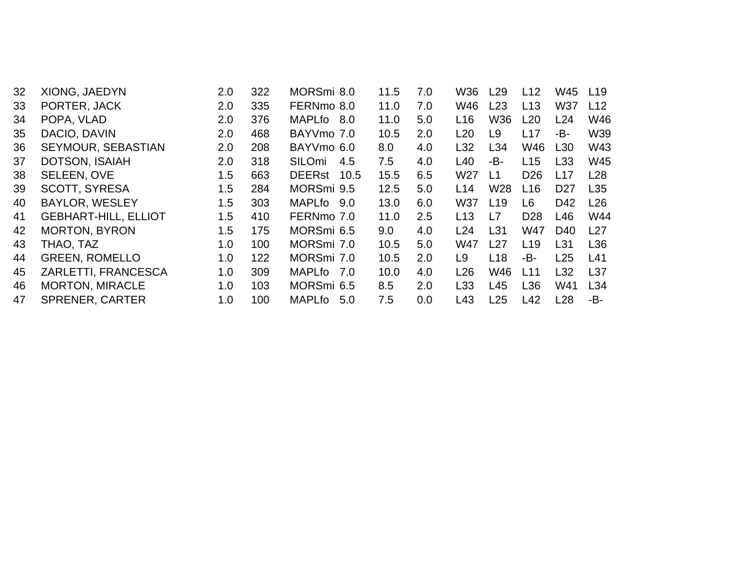| | | | | | | | | | | | | |
|---|---|---|---|---|---|---|---|---|---|---|---|---|
| 32 | XIONG, JAEDYN | 2.0 | 322 | MORSmi | 8.0 | 11.5 | 7.0 | W36 | L29 | L12 | W45 | L19 |
| 33 | PORTER, JACK | 2.0 | 335 | FERNmo | 8.0 | 11.0 | 7.0 | W46 | L23 | L13 | W37 | L12 |
| 34 | POPA, VLAD | 2.0 | 376 | MAPLfo | 8.0 | 11.0 | 5.0 | L16 | W36 | L20 | L24 | W46 |
| 35 | DACIO, DAVIN | 2.0 | 468 | BAYVmo | 7.0 | 10.5 | 2.0 | L20 | L9 | L17 | -B- | W39 |
| 36 | SEYMOUR, SEBASTIAN | 2.0 | 208 | BAYVmo | 6.0 | 8.0 | 4.0 | L32 | L34 | W46 | L30 | W43 |
| 37 | DOTSON, ISAIAH | 2.0 | 318 | SILOmi | 4.5 | 7.5 | 4.0 | L40 | -B- | L15 | L33 | W45 |
| 38 | SELEEN, OVE | 1.5 | 663 | DEERst | 10.5 | 15.5 | 6.5 | W27 | L1 | D26 | L17 | L28 |
| 39 | SCOTT, SYRESA | 1.5 | 284 | MORSmi | 9.5 | 12.5 | 5.0 | L14 | W28 | L16 | D27 | L35 |
| 40 | BAYLOR, WESLEY | 1.5 | 303 | MAPLfo | 9.0 | 13.0 | 6.0 | W37 | L19 | L6 | D42 | L26 |
| 41 | GEBHART-HILL, ELLIOT | 1.5 | 410 | FERNmo | 7.0 | 11.0 | 2.5 | L13 | L7 | D28 | L46 | W44 |
| 42 | MORTON, BYRON | 1.5 | 175 | MORSmi | 6.5 | 9.0 | 4.0 | L24 | L31 | W47 | D40 | L27 |
| 43 | THAO, TAZ | 1.0 | 100 | MORSmi | 7.0 | 10.5 | 5.0 | W47 | L27 | L19 | L31 | L36 |
| 44 | GREEN, ROMELLO | 1.0 | 122 | MORSmi | 7.0 | 10.5 | 2.0 | L9 | L18 | -B- | L25 | L41 |
| 45 | ZARLETTI, FRANCESCA | 1.0 | 309 | MAPLfo | 7.0 | 10.0 | 4.0 | L26 | W46 | L11 | L32 | L37 |
| 46 | MORTON, MIRACLE | 1.0 | 103 | MORSmi | 6.5 | 8.5 | 2.0 | L33 | L45 | L36 | W41 | L34 |
| 47 | SPRENER, CARTER | 1.0 | 100 | MAPLfo | 5.0 | 7.5 | 0.0 | L43 | L25 | L42 | L28 | -B- |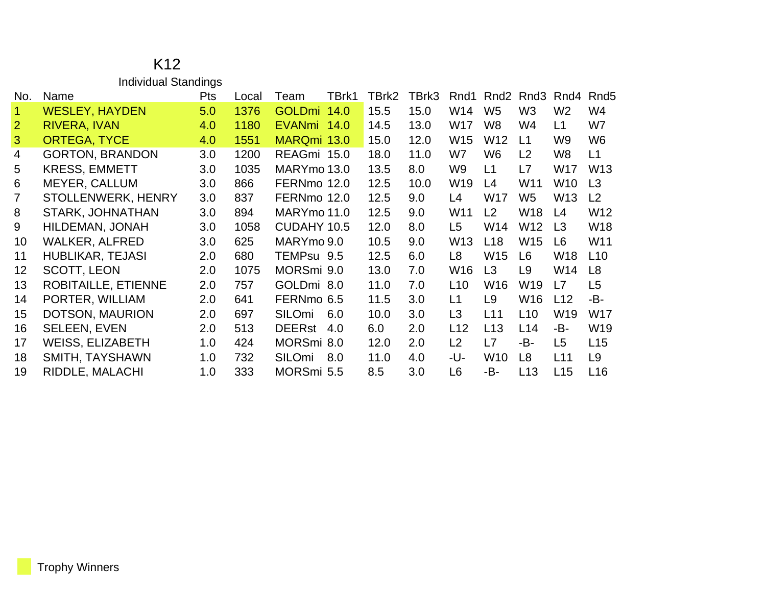# K12

## Individual Standings

| No. | Name | Pts | Local | Team | TBrk1 | TBrk2 | TBrk3 | Rnd1 | Rnd2 | Rnd3 | Rnd4 | Rnd5 |
|---|---|---|---|---|---|---|---|---|---|---|---|---|
| 1 | WESLEY, HAYDEN | 5.0 | 1376 | GOLDmi | 14.0 | 15.5 | 15.0 | W14 | W5 | W3 | W2 | W4 |
| 2 | RIVERA, IVAN | 4.0 | 1180 | EVANmi | 14.0 | 14.5 | 13.0 | W17 | W8 | W4 | L1 | W7 |
| 3 | ORTEGA, TYCE | 4.0 | 1551 | MARQmi | 13.0 | 15.0 | 12.0 | W15 | W12 | L1 | W9 | W6 |
| 4 | GORTON, BRANDON | 3.0 | 1200 | REAGmi | 15.0 | 18.0 | 11.0 | W7 | W6 | L2 | W8 | L1 |
| 5 | KRESS, EMMETT | 3.0 | 1035 | MARYmo | 13.0 | 13.5 | 8.0 | W9 | L1 | L7 | W17 | W13 |
| 6 | MEYER, CALLUM | 3.0 | 866 | FERNmo | 12.0 | 12.5 | 10.0 | W19 | L4 | W11 | W10 | L3 |
| 7 | STOLLENWERK, HENRY | 3.0 | 837 | FERNmo | 12.0 | 12.5 | 9.0 | L4 | W17 | W5 | W13 | L2 |
| 8 | STARK, JOHNATHAN | 3.0 | 894 | MARYmo | 11.0 | 12.5 | 9.0 | W11 | L2 | W18 | L4 | W12 |
| 9 | HILDEMAN, JONAH | 3.0 | 1058 | CUDAHY | 10.5 | 12.0 | 8.0 | L5 | W14 | W12 | L3 | W18 |
| 10 | WALKER, ALFRED | 3.0 | 625 | MARYmo | 9.0 | 10.5 | 9.0 | W13 | L18 | W15 | L6 | W11 |
| 11 | HUBLIKAR, TEJASI | 2.0 | 680 | TEMPsu | 9.5 | 12.5 | 6.0 | L8 | W15 | L6 | W18 | L10 |
| 12 | SCOTT, LEON | 2.0 | 1075 | MORSmi | 9.0 | 13.0 | 7.0 | W16 | L3 | L9 | W14 | L8 |
| 13 | ROBITAILLE, ETIENNE | 2.0 | 757 | GOLDmi | 8.0 | 11.0 | 7.0 | L10 | W16 | W19 | L7 | L5 |
| 14 | PORTER, WILLIAM | 2.0 | 641 | FERNmo | 6.5 | 11.5 | 3.0 | L1 | L9 | W16 | L12 | -B- |
| 15 | DOTSON, MAURION | 2.0 | 697 | SILOmi | 6.0 | 10.0 | 3.0 | L3 | L11 | L10 | W19 | W17 |
| 16 | SELEEN, EVEN | 2.0 | 513 | DEERst | 4.0 | 6.0 | 2.0 | L12 | L13 | L14 | -B- | W19 |
| 17 | WEISS, ELIZABETH | 1.0 | 424 | MORSmi | 8.0 | 12.0 | 2.0 | L2 | L7 | -B- | L5 | L15 |
| 18 | SMITH, TAYSHAWN | 1.0 | 732 | SILOmi | 8.0 | 11.0 | 4.0 | -U- | W10 | L8 | L11 | L9 |
| 19 | RIDDLE, MALACHI | 1.0 | 333 | MORSmi | 5.5 | 8.5 | 3.0 | L6 | -B- | L13 | L15 | L16 |

Trophy Winners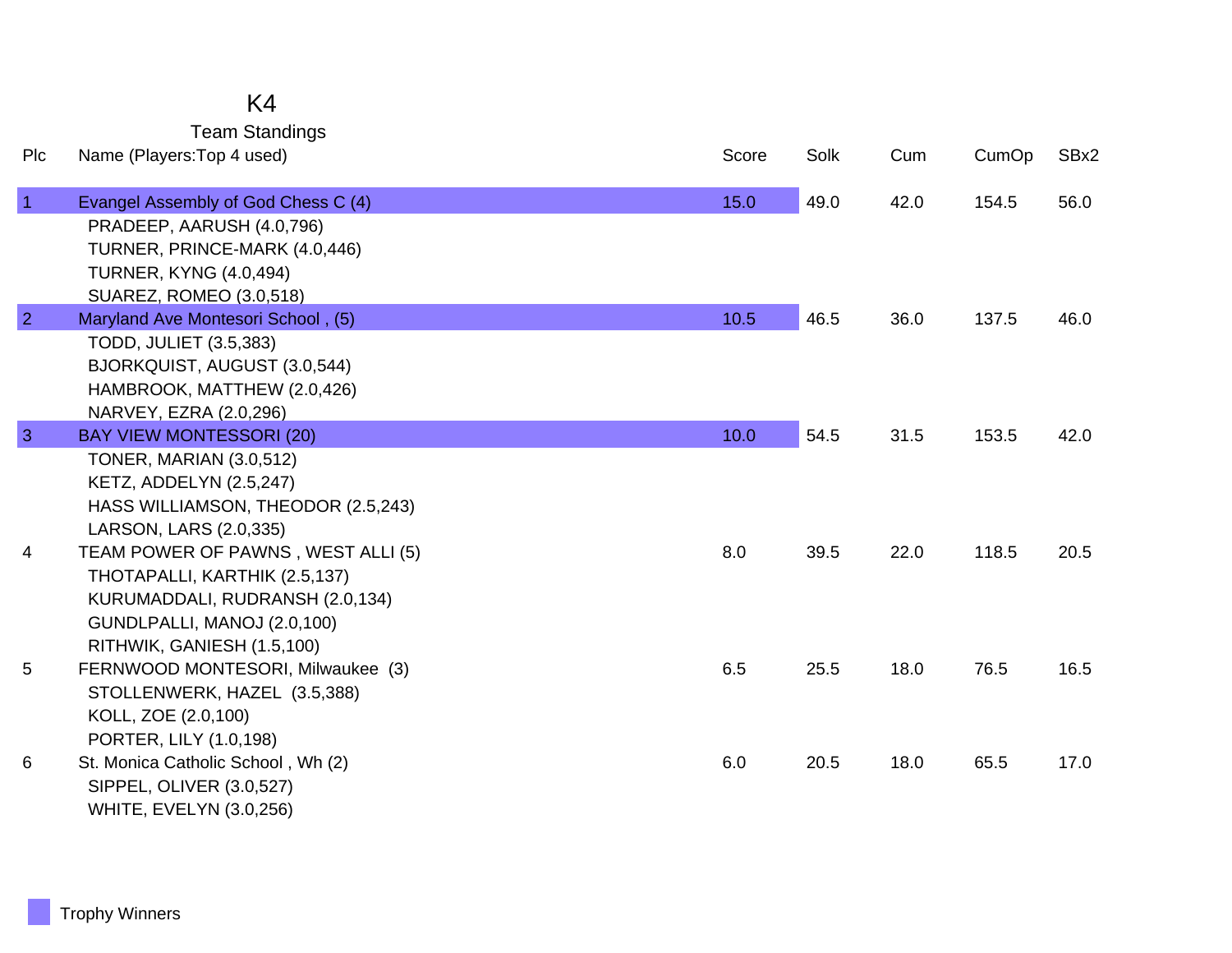# K4

## Team Standings

| Plc | Name (Players:Top 4 used) | Score | Solk | Cum | CumOp | SBx2 |
|---|---|---|---|---|---|---|
| 1 | Evangel Assembly of God Chess C (4) | 15.0 | 49.0 | 42.0 | 154.5 | 56.0 |
| | PRADEEP, AARUSH (4.0,796) | | | | | |
| | TURNER, PRINCE-MARK (4.0,446) | | | | | |
| | TURNER, KYNG (4.0,494) | | | | | |
| | SUAREZ, ROMEO (3.0,518) | | | | | |
| 2 | Maryland Ave Montesori School , (5) | 10.5 | 46.5 | 36.0 | 137.5 | 46.0 |
| | TODD, JULIET (3.5,383) | | | | | |
| | BJORKQUIST, AUGUST (3.0,544) | | | | | |
| | HAMBROOK, MATTHEW (2.0,426) | | | | | |
| | NARVEY, EZRA (2.0,296) | | | | | |
| 3 | BAY VIEW MONTESSORI (20) | 10.0 | 54.5 | 31.5 | 153.5 | 42.0 |
| | TONER, MARIAN (3.0,512) | | | | | |
| | KETZ, ADDELYN (2.5,247) | | | | | |
| | HASS WILLIAMSON, THEODOR (2.5,243) | | | | | |
| | LARSON, LARS (2.0,335) | | | | | |
| 4 | TEAM POWER OF PAWNS , WEST ALLI (5) | 8.0 | 39.5 | 22.0 | 118.5 | 20.5 |
| | THOTAPALLI, KARTHIK (2.5,137) | | | | | |
| | KURUMADDALI, RUDRANSH (2.0,134) | | | | | |
| | GUNDLPALLI, MANOJ (2.0,100) | | | | | |
| | RITHWIK, GANIESH (1.5,100) | | | | | |
| 5 | FERNWOOD MONTESORI, Milwaukee (3) | 6.5 | 25.5 | 18.0 | 76.5 | 16.5 |
| | STOLLENWERK, HAZEL (3.5,388) | | | | | |
| | KOLL, ZOE (2.0,100) | | | | | |
| | PORTER, LILY (1.0,198) | | | | | |
| 6 | St. Monica Catholic School , Wh (2) | 6.0 | 20.5 | 18.0 | 65.5 | 17.0 |
| | SIPPEL, OLIVER (3.0,527) | | | | | |
| | WHITE, EVELYN (3.0,256) | | | | | |

Trophy Winners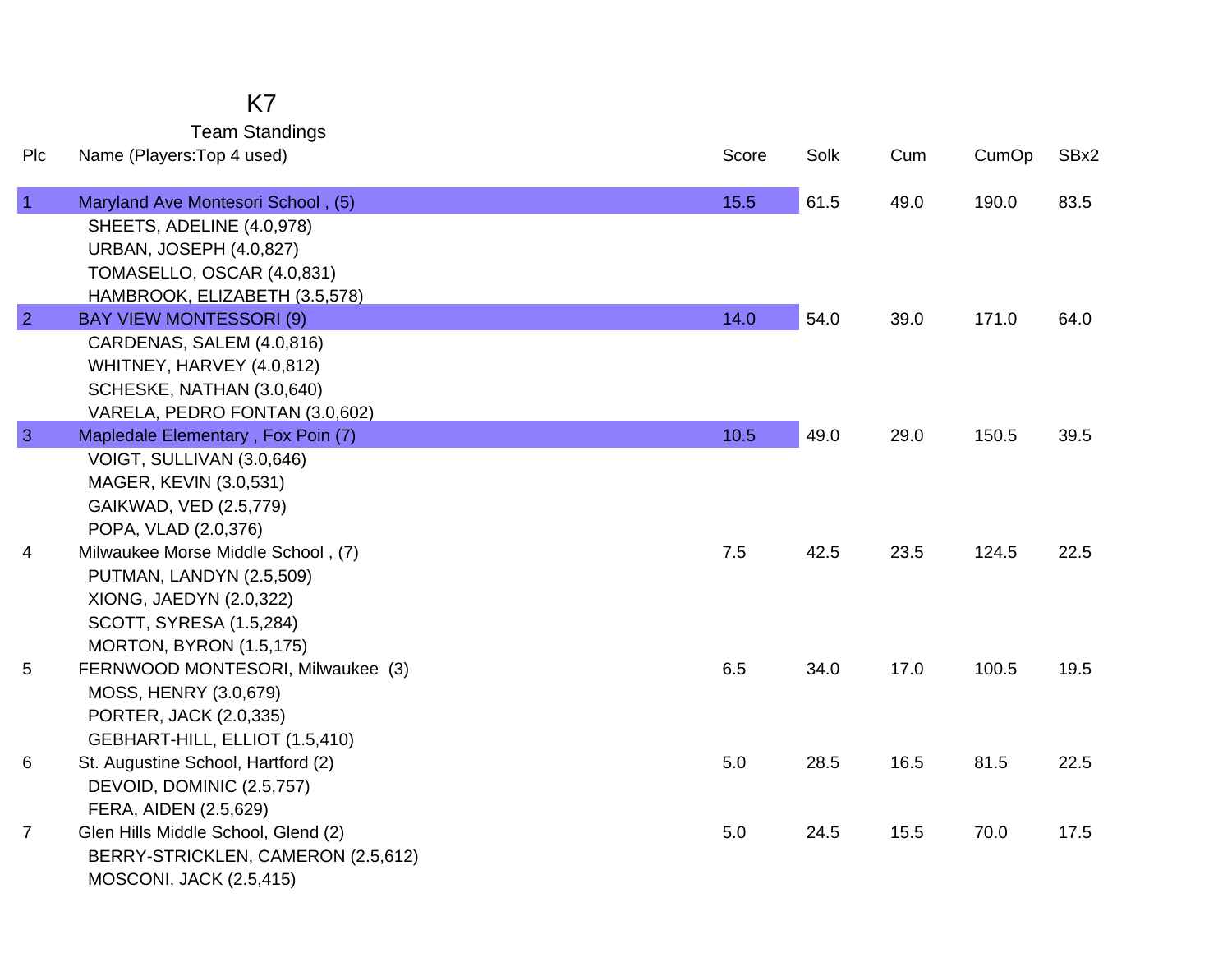# K7

## Team Standings

| Plc | Name (Players:Top 4 used) | Score | Solk | Cum | CumOp | SBx2 |
|---|---|---|---|---|---|---|
| 1 | Maryland Ave Montesori School , (5) | 15.5 | 61.5 | 49.0 | 190.0 | 83.5 |
| | SHEETS, ADELINE (4.0,978) | | | | | |
| | URBAN, JOSEPH (4.0,827) | | | | | |
| | TOMASELLO, OSCAR (4.0,831) | | | | | |
| | HAMBROOK, ELIZABETH (3.5,578) | | | | | |
| 2 | BAY VIEW MONTESSORI (9) | 14.0 | 54.0 | 39.0 | 171.0 | 64.0 |
| | CARDENAS, SALEM (4.0,816) | | | | | |
| | WHITNEY, HARVEY (4.0,812) | | | | | |
| | SCHESKE, NATHAN (3.0,640) | | | | | |
| | VARELA, PEDRO FONTAN (3.0,602) | | | | | |
| 3 | Mapledale Elementary , Fox Poin (7) | 10.5 | 49.0 | 29.0 | 150.5 | 39.5 |
| | VOIGT, SULLIVAN (3.0,646) | | | | | |
| | MAGER, KEVIN (3.0,531) | | | | | |
| | GAIKWAD, VED (2.5,779) | | | | | |
| | POPA, VLAD (2.0,376) | | | | | |
| 4 | Milwaukee Morse Middle School , (7) | 7.5 | 42.5 | 23.5 | 124.5 | 22.5 |
| | PUTMAN, LANDYN (2.5,509) | | | | | |
| | XIONG, JAEDYN (2.0,322) | | | | | |
| | SCOTT, SYRESA (1.5,284) | | | | | |
| | MORTON, BYRON (1.5,175) | | | | | |
| 5 | FERNWOOD MONTESORI, Milwaukee (3) | 6.5 | 34.0 | 17.0 | 100.5 | 19.5 |
| | MOSS, HENRY (3.0,679) | | | | | |
| | PORTER, JACK (2.0,335) | | | | | |
| | GEBHART-HILL, ELLIOT (1.5,410) | | | | | |
| 6 | St. Augustine School, Hartford (2) | 5.0 | 28.5 | 16.5 | 81.5 | 22.5 |
| | DEVOID, DOMINIC (2.5,757) | | | | | |
| | FERA, AIDEN (2.5,629) | | | | | |
| 7 | Glen Hills Middle School, Glend (2) | 5.0 | 24.5 | 15.5 | 70.0 | 17.5 |
| | BERRY-STRICKLEN, CAMERON (2.5,612) | | | | | |
| | MOSCONI, JACK (2.5,415) | | | | | |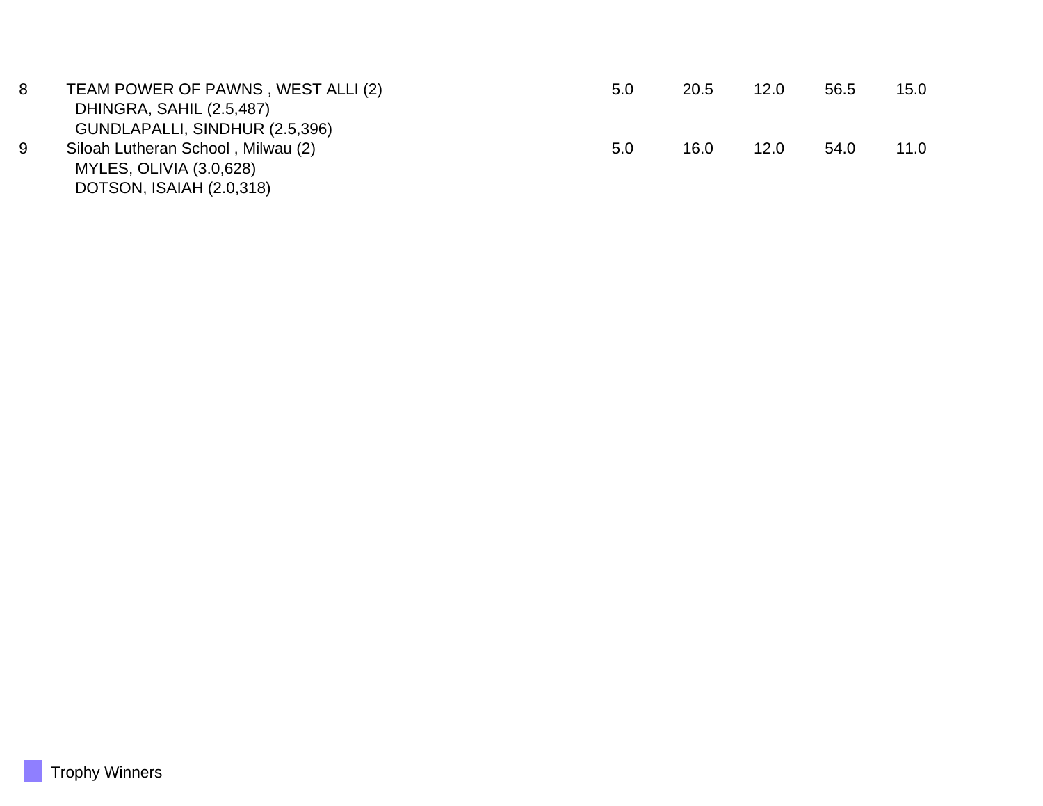| | | | | | | |
|---|---|---|---|---|---|---|
| 8 | TEAM POWER OF PAWNS , WEST ALLI (2)<br>DHINGRA, SAHIL (2.5,487)<br>GUNDLAPALLI, SINDHUR (2.5,396) | 5.0 | 20.5 | 12.0 | 56.5 | 15.0 |
| 9 | Siloah Lutheran School , Milwau (2)<br>MYLES, OLIVIA (3.0,628)<br>DOTSON, ISAIAH (2.0,318) | 5.0 | 16.0 | 12.0 | 54.0 | 11.0 |

Trophy Winners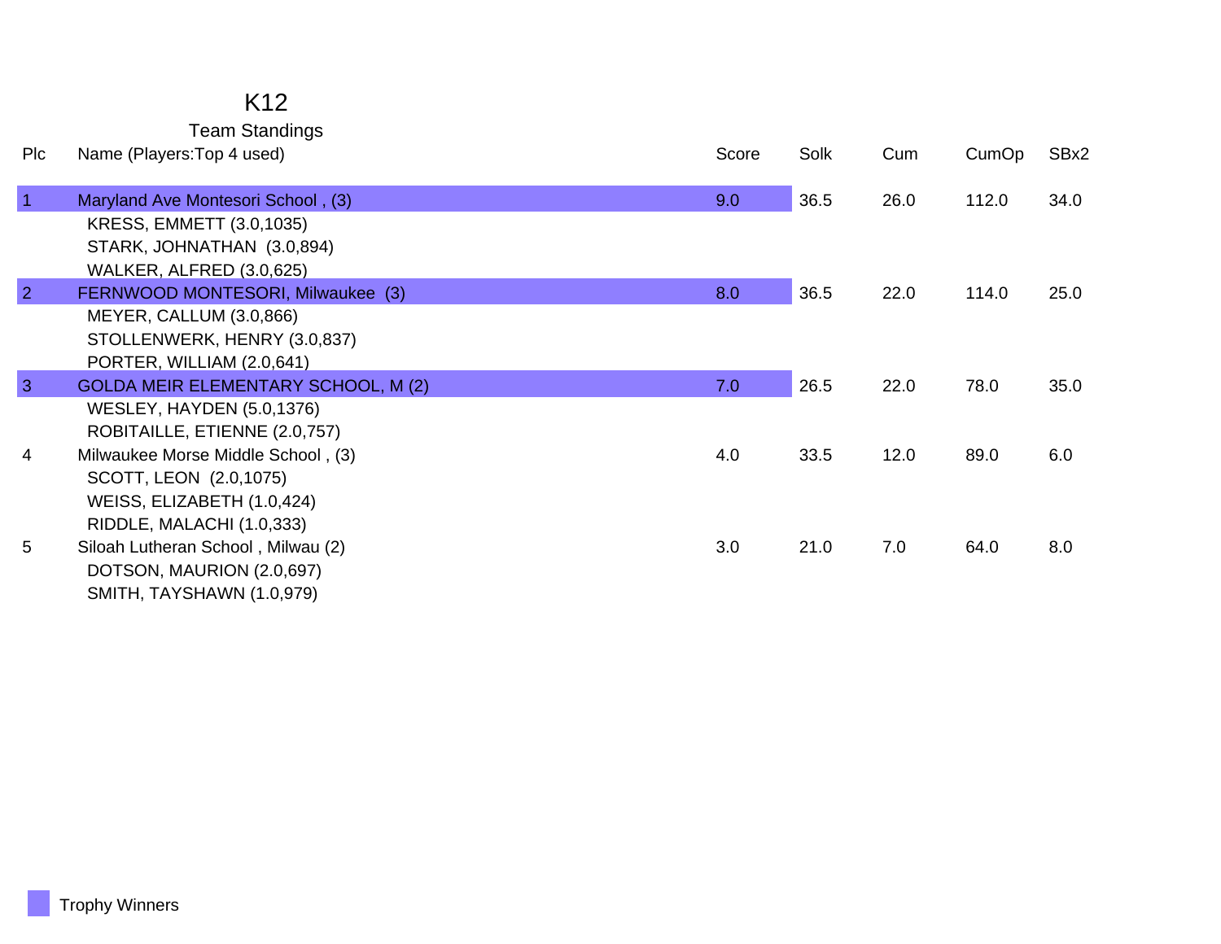# K12

## Team Standings

| Plc | Name (Players:Top 4 used) | Score | Solk | Cum | CumOp | SBx2 |
|---|---|---|---|---|---|---|
| 1 | Maryland Ave Montesori School , (3) | 9.0 | 36.5 | 26.0 | 112.0 | 34.0 |
| | KRESS, EMMETT (3.0,1035) | | | | | |
| | STARK, JOHNATHAN (3.0,894) | | | | | |
| | WALKER, ALFRED (3.0,625) | | | | | |
| 2 | FERNWOOD MONTESORI, Milwaukee (3) | 8.0 | 36.5 | 22.0 | 114.0 | 25.0 |
| | MEYER, CALLUM (3.0,866) | | | | | |
| | STOLLENWERK, HENRY (3.0,837) | | | | | |
| | PORTER, WILLIAM (2.0,641) | | | | | |
| 3 | GOLDA MEIR ELEMENTARY SCHOOL, M (2) | 7.0 | 26.5 | 22.0 | 78.0 | 35.0 |
| | WESLEY, HAYDEN (5.0,1376) | | | | | |
| | ROBITAILLE, ETIENNE (2.0,757) | | | | | |
| 4 | Milwaukee Morse Middle School , (3) | 4.0 | 33.5 | 12.0 | 89.0 | 6.0 |
| | SCOTT, LEON (2.0,1075) | | | | | |
| | WEISS, ELIZABETH (1.0,424) | | | | | |
| | RIDDLE, MALACHI (1.0,333) | | | | | |
| 5 | Siloah Lutheran School , Milwau (2) | 3.0 | 21.0 | 7.0 | 64.0 | 8.0 |
| | DOTSON, MAURION (2.0,697) | | | | | |
| | SMITH, TAYSHAWN (1.0,979) | | | | | |

Trophy Winners